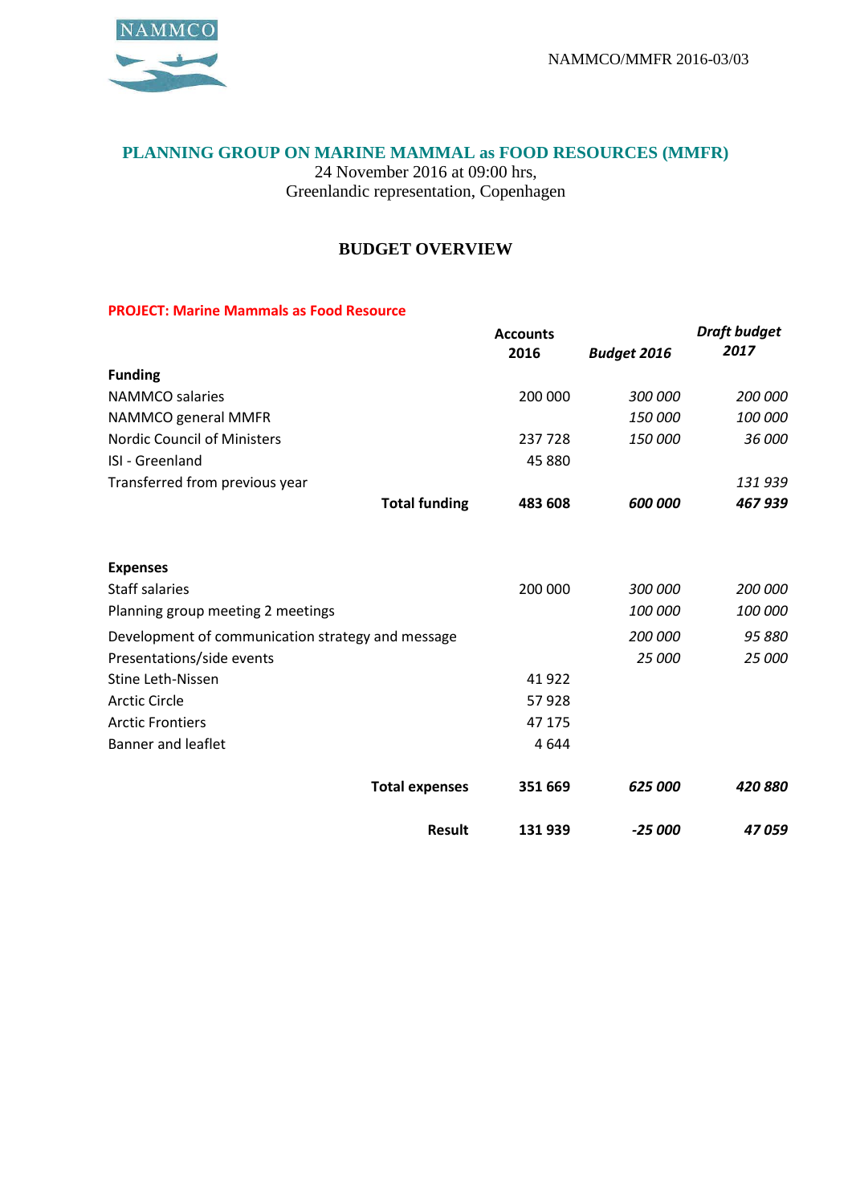NAMMCO/MMFR 2016-03/03

# PLANNING GROUP ON MARINE MAMMAL as FOOD RESOURCES (MMFR)

24 November 2016 at 09:00 hrs,
Greenlandic representation, Copenhagen

## BUDGET OVERVIEW

**PROJECT: Marine Mammals as Food Resource**

| | Accounts 2016 | *Budget 2016* | *Draft budget 2017* |
|---|---|---|---|
| **Funding** | | | |
| NAMMCO salaries | 200 000 | *300 000* | *200 000* |
| NAMMCO general MMFR | | *150 000* | *100 000* |
| Nordic Council of Ministers | 237 728 | *150 000* | *36 000* |
| ISI - Greenland | 45 880 | | |
| Transferred from previous year | | | *131 939* |
| **Total funding** | **483 608** | ***600 000*** | ***467 939*** |
| | | | |
| **Expenses** | | | |
| Staff salaries | 200 000 | *300 000* | *200 000* |
| Planning group meeting 2 meetings | | *100 000* | *100 000* |
| Development of communication strategy and message | | *200 000* | *95 880* |
| Presentations/side events | | *25 000* | *25 000* |
| Stine Leth-Nissen | 41 922 | | |
| Arctic Circle | 57 928 | | |
| Arctic Frontiers | 47 175 | | |
| Banner and leaflet | 4 644 | | |
| **Total expenses** | **351 669** | ***625 000*** | ***420 880*** |
| **Result** | **131 939** | ***-25 000*** | ***47 059*** |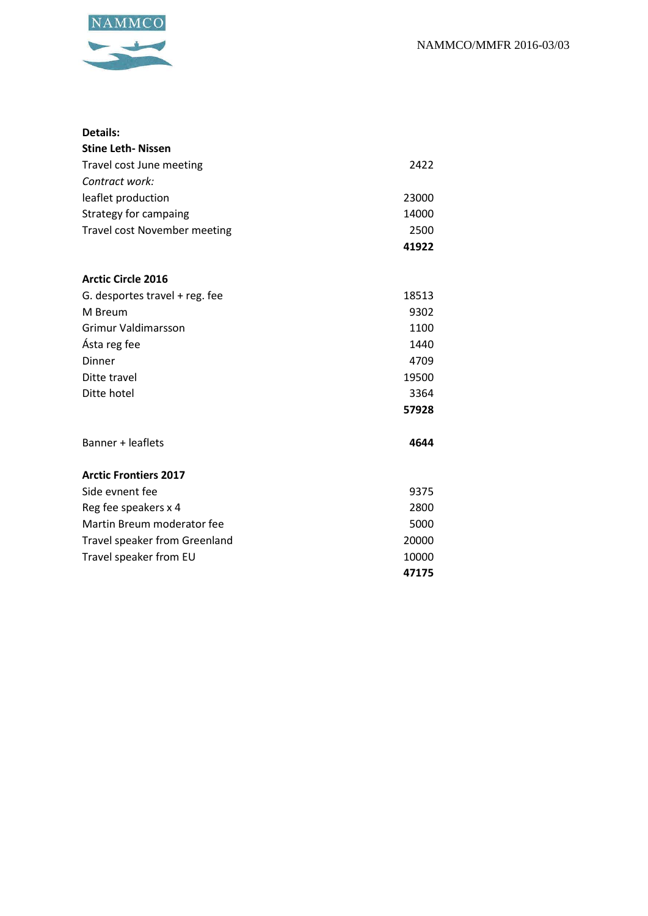**Details:**

| | |
|---|---|
| **Stine Leth- Nissen** | |
| Travel cost June meeting | 2422 |
| *Contract work:* | |
| leaflet production | 23000 |
| Strategy for campaing | 14000 |
| Travel cost November meeting | 2500 |
| | **41922** |
| | |
| **Arctic Circle 2016** | |
| G. desportes travel + reg. fee | 18513 |
| M Breum | 9302 |
| Grimur Valdimarsson | 1100 |
| Ásta reg fee | 1440 |
| Dinner | 4709 |
| Ditte travel | 19500 |
| Ditte hotel | 3364 |
| | **57928** |
| | |
| Banner + leaflets | **4644** |
| | |
| **Arctic Frontiers 2017** | |
| Side evnent fee | 9375 |
| Reg fee speakers x 4 | 2800 |
| Martin Breum moderator fee | 5000 |
| Travel speaker from Greenland | 20000 |
| Travel speaker from EU | 10000 |
| | **47175** |